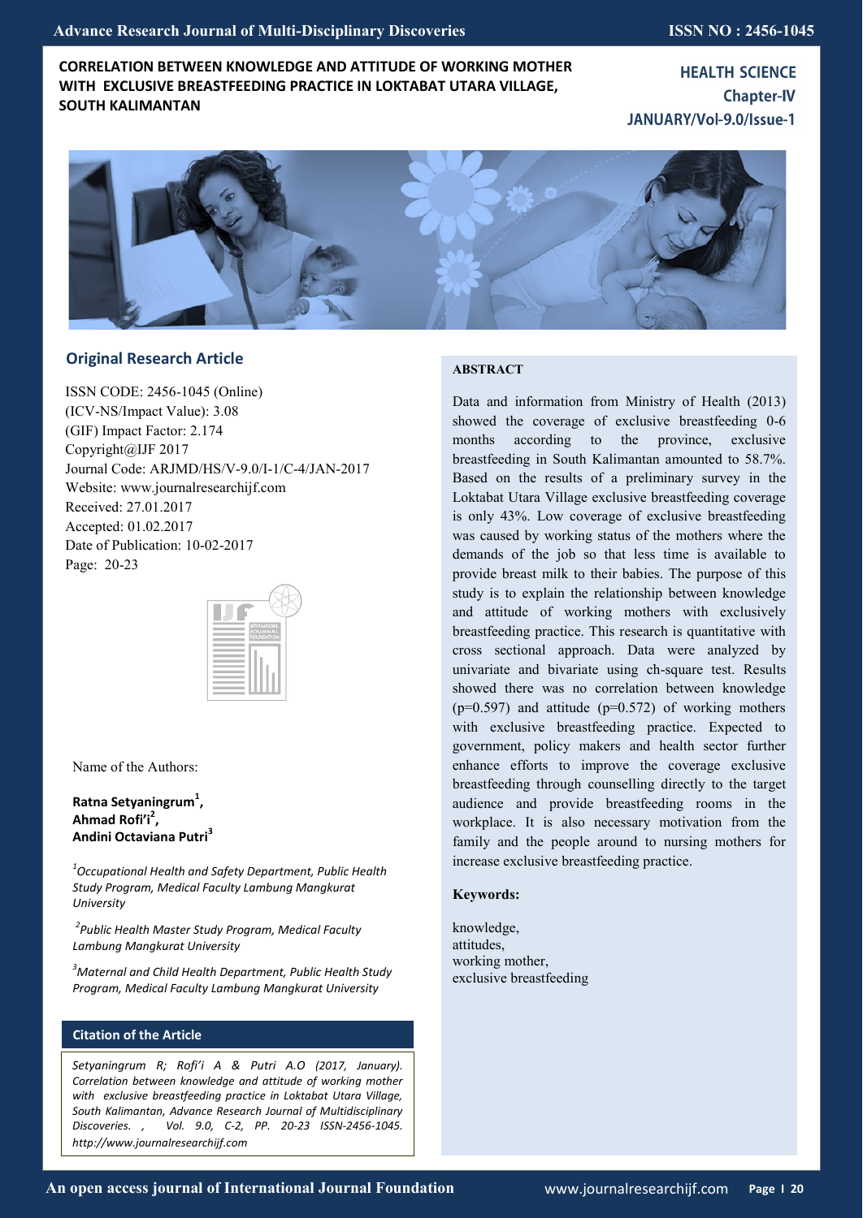# CORRELATION BETWEEN KNOWLEDGE AND ATTITUDE OF WORKING MOTHER WITH EXCLUSIVE BREASTFEEDING PRACTICE IN LOKTABAT UTARA VILLAGE, SOUTH KALIMANTAN

**HEALTH SCIENCE**
**Chapter-IV**
**JANUARY/Vol-9.0/Issue-1**

## Original Research Article

ISSN CODE: 2456-1045 (Online)
(ICV-NS/Impact Value): 3.08
(GIF) Impact Factor: 2.174
Copyright@IJF 2017
Journal Code: ARJMD/HS/V-9.0/I-1/C-4/JAN-2017
Website: www.journalresearchijf.com
Received: 27.01.2017
Accepted: 01.02.2017
Date of Publication: 10-02-2017
Page: 20-23

Name of the Authors:

**Ratna Setyaningrum[1],**
**Ahmad Rofi'i[2],**
**Andini Octaviana Putri[3]**

*[1]Occupational Health and Safety Department, Public Health Study Program, Medical Faculty Lambung Mangkurat University*

*[2]Public Health Master Study Program, Medical Faculty Lambung Mangkurat University*

*[3]Maternal and Child Health Department, Public Health Study Program, Medical Faculty Lambung Mangkurat University*

### Citation of the Article

*Setyaningrum R; Rofi'i A & Putri A.O (2017, January). Correlation between knowledge and attitude of working mother with exclusive breastfeeding practice in Loktabat Utara Village, South Kalimantan, Advance Research Journal of Multidisciplinary Discoveries. , Vol. 9.0, C-2, PP. 20-23 ISSN-2456-1045. http://www.journalresearchijf.com*

## ABSTRACT

Data and information from Ministry of Health (2013) showed the coverage of exclusive breastfeeding 0-6 months according to the province, exclusive breastfeeding in South Kalimantan amounted to 58.7%. Based on the results of a preliminary survey in the Loktabat Utara Village exclusive breastfeeding coverage is only 43%. Low coverage of exclusive breastfeeding was caused by working status of the mothers where the demands of the job so that less time is available to provide breast milk to their babies. The purpose of this study is to explain the relationship between knowledge and attitude of working mothers with exclusively breastfeeding practice. This research is quantitative with cross sectional approach. Data were analyzed by univariate and bivariate using ch-square test. Results showed there was no correlation between knowledge ($p=0.597$) and attitude ($p=0.572$) of working mothers with exclusive breastfeeding practice. Expected to government, policy makers and health sector further enhance efforts to improve the coverage exclusive breastfeeding through counselling directly to the target audience and provide breastfeeding rooms in the workplace. It is also necessary motivation from the family and the people around to nursing mothers for increase exclusive breastfeeding practice.

**Keywords:**

knowledge,
attitudes,
working mother,
exclusive breastfeeding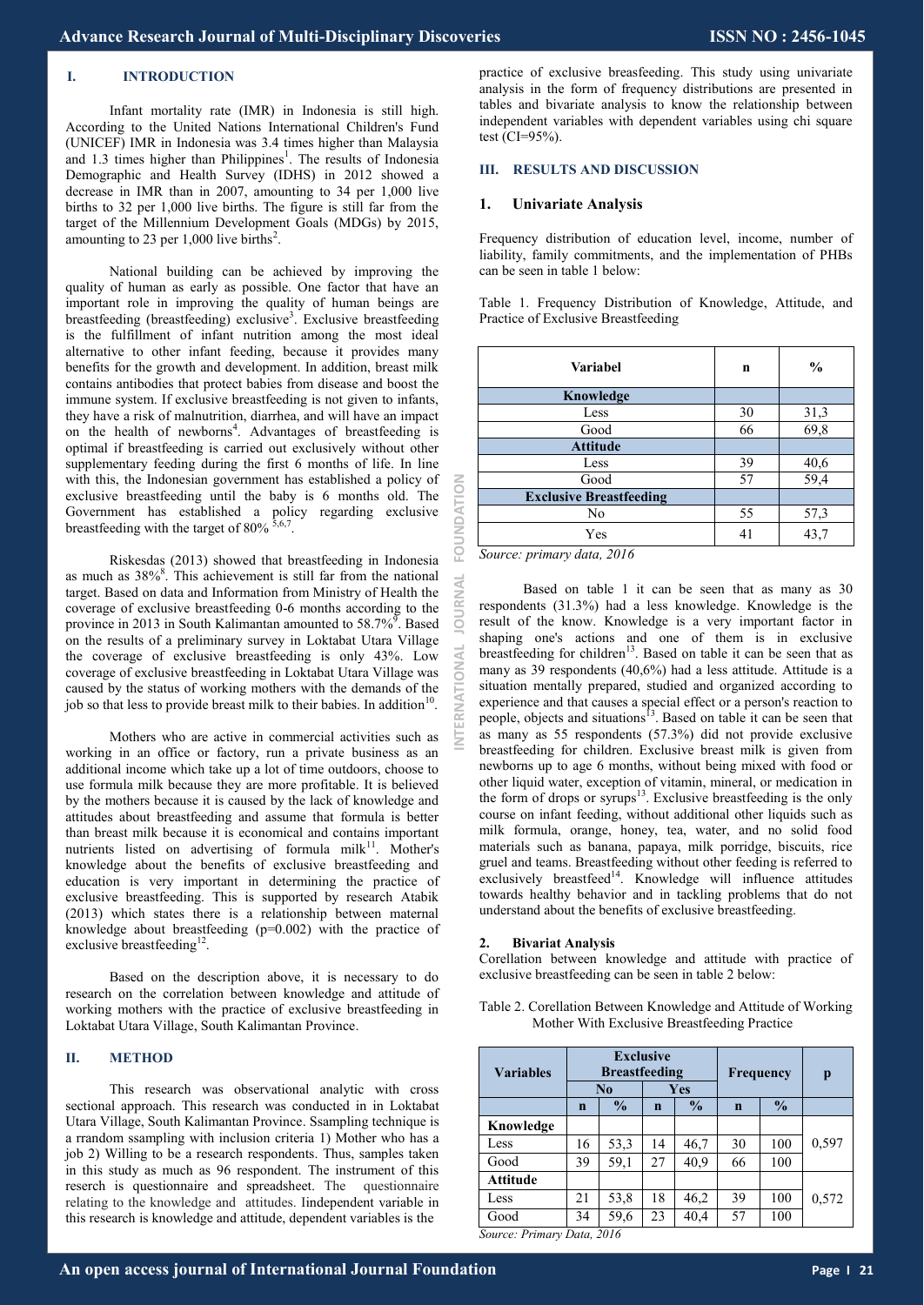## I. INTRODUCTION

Infant mortality rate (IMR) in Indonesia is still high. According to the United Nations International Children's Fund (UNICEF) IMR in Indonesia was 3.4 times higher than Malaysia and 1.3 times higher than Philippines[1]. The results of Indonesia Demographic and Health Survey (IDHS) in 2012 showed a decrease in IMR than in 2007, amounting to 34 per 1,000 live births to 32 per 1,000 live births. The figure is still far from the target of the Millennium Development Goals (MDGs) by 2015, amounting to 23 per 1,000 live births[2].

National building can be achieved by improving the quality of human as early as possible. One factor that have an important role in improving the quality of human beings are breastfeeding (breastfeeding) exclusive[3]. Exclusive breastfeeding is the fulfillment of infant nutrition among the most ideal alternative to other infant feeding, because it provides many benefits for the growth and development. In addition, breast milk contains antibodies that protect babies from disease and boost the immune system. If exclusive breastfeeding is not given to infants, they have a risk of malnutrition, diarrhea, and will have an impact on the health of newborns[4]. Advantages of breastfeeding is optimal if breastfeeding is carried out exclusively without other supplementary feeding during the first 6 months of life. In line with this, the Indonesian government has established a policy of exclusive breastfeeding until the baby is 6 months old. The Government has established a policy regarding exclusive breastfeeding with the target of 80% [5,6,7].

Riskesdas (2013) showed that breastfeeding in Indonesia as much as 38%[8]. This achievement is still far from the national target. Based on data and Information from Ministry of Health the coverage of exclusive breastfeeding 0-6 months according to the province in 2013 in South Kalimantan amounted to 58.7%[9]. Based on the results of a preliminary survey in Loktabat Utara Village the coverage of exclusive breastfeeding is only 43%. Low coverage of exclusive breastfeeding in Loktabat Utara Village was caused by the status of working mothers with the demands of the job so that less to provide breast milk to their babies. In addition[10].

Mothers who are active in commercial activities such as working in an office or factory, run a private business as an additional income which take up a lot of time outdoors, choose to use formula milk because they are more profitable. It is believed by the mothers because it is caused by the lack of knowledge and attitudes about breastfeeding and assume that formula is better than breast milk because it is economical and contains important nutrients listed on advertising of formula milk[11]. Mother's knowledge about the benefits of exclusive breastfeeding and education is very important in determining the practice of exclusive breastfeeding. This is supported by research Atabik (2013) which states there is a relationship between maternal knowledge about breastfeeding (p=0.002) with the practice of exclusive breastfeeding[12].

Based on the description above, it is necessary to do research on the correlation between knowledge and attitude of working mothers with the practice of exclusive breastfeeding in Loktabat Utara Village, South Kalimantan Province.

## II. METHOD

This research was observational analytic with cross sectional approach. This research was conducted in in Loktabat Utara Village, South Kalimantan Province. Ssampling technique is a rrandom ssampling with inclusion criteria 1) Mother who has a job 2) Willing to be a research respondents. Thus, samples taken in this study as much as 96 respondent. The instrument of this reserch is questionnaire and spreadsheet. The questionnaire relating to the knowledge and attitudes. Iindependent variable in this research is knowledge and attitude, dependent variables is the practice of exclusive breastfeeding. This study using univariate analysis in the form of frequency distributions are presented in tables and bivariate analysis to know the relationship between independent variables with dependent variables using chi square test (CI=95%).

## III. RESULTS AND DISCUSSION

### 1. Univariate Analysis

Frequency distribution of education level, income, number of liability, family commitments, and the implementation of PHBs can be seen in table 1 below:

Table 1. Frequency Distribution of Knowledge, Attitude, and Practice of Exclusive Breastfeeding

| Variabel | n | % |
|---|---|---|
| **Knowledge** | | |
| Less | 30 | 31,3 |
| Good | 66 | 69,8 |
| **Attitude** | | |
| Less | 39 | 40,6 |
| Good | 57 | 59,4 |
| **Exclusive Breastfeeding** | | |
| No | 55 | 57,3 |
| Yes | 41 | 43,7 |

*Source: primary data, 2016*

Based on table 1 it can be seen that as many as 30 respondents (31.3%) had a less knowledge. Knowledge is the result of the know. Knowledge is a very important factor in shaping one's actions and one of them is in exclusive breastfeeding for children[13]. Based on table it can be seen that as many as 39 respondents (40,6%) had a less attitude. Attitude is a situation mentally prepared, studied and organized according to experience and that causes a special effect or a person's reaction to people, objects and situations[13]. Based on table it can be seen that as many as 55 respondents (57.3%) did not provide exclusive breastfeeding for children. Exclusive breast milk is given from newborns up to age 6 months, without being mixed with food or other liquid water, exception of vitamin, mineral, or medication in the form of drops or syrups[13]. Exclusive breastfeeding is the only course on infant feeding, without additional other liquids such as milk formula, orange, honey, tea, water, and no solid food materials such as banana, papaya, milk porridge, biscuits, rice gruel and teams. Breastfeeding without other feeding is referred to exclusively breastfeed[14]. Knowledge will influence attitudes towards healthy behavior and in tackling problems that do not understand about the benefits of exclusive breastfeeding.

### 2. Bivariat Analysis

Corellation between knowledge and attitude with practice of exclusive breastfeeding can be seen in table 2 below:

Table 2. Corellation Between Knowledge and Attitude of Working Mother With Exclusive Breastfeeding Practice

| Variables | Exclusive Breastfeeding | | | | Frequency | | p |
|---|---|---|---|---|---|---|---|
| | No | | Yes | | | | |
| | n | % | n | % | n | % | |
| **Knowledge** | | | | | | | |
| Less | 16 | 53,3 | 14 | 46,7 | 30 | 100 | 0,597 |
| Good | 39 | 59,1 | 27 | 40,9 | 66 | 100 | |
| **Attitude** | | | | | | | |
| Less | 21 | 53,8 | 18 | 46,2 | 39 | 100 | 0,572 |
| Good | 34 | 59,6 | 23 | 40,4 | 57 | 100 | |

*Source: Primary Data, 2016*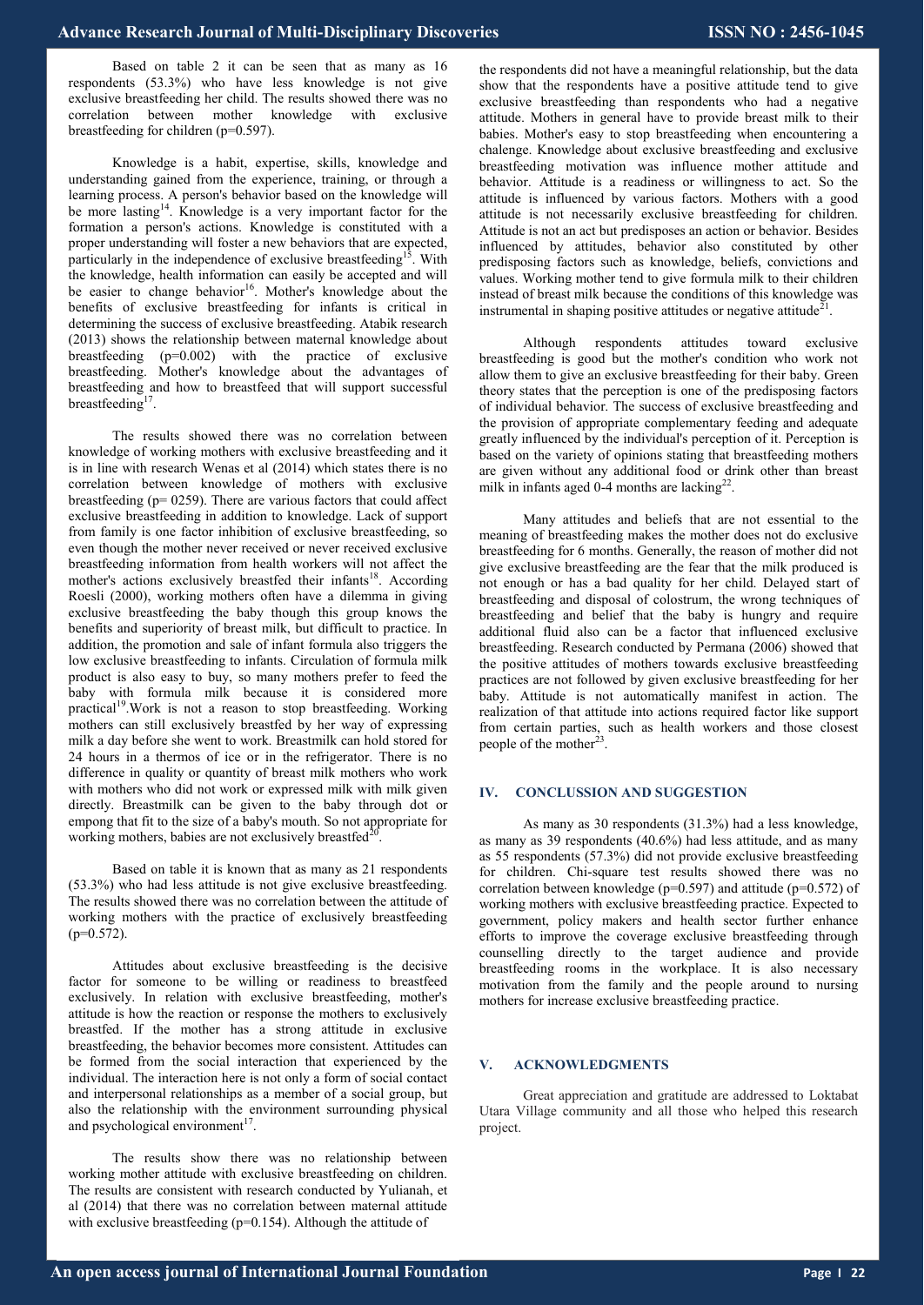Based on table 2 it can be seen that as many as 16 respondents (53.3%) who have less knowledge is not give exclusive breastfeeding her child. The results showed there was no correlation between mother knowledge with exclusive breastfeeding for children (p=0.597).

Knowledge is a habit, expertise, skills, knowledge and understanding gained from the experience, training, or through a learning process. A person's behavior based on the knowledge will be more lasting[14]. Knowledge is a very important factor for the formation a person's actions. Knowledge is constituted with a proper understanding will foster a new behaviors that are expected, particularly in the independence of exclusive breastfeeding[15]. With the knowledge, health information can easily be accepted and will be easier to change behavior[16]. Mother's knowledge about the benefits of exclusive breastfeeding for infants is critical in determining the success of exclusive breastfeeding. Atabik research (2013) shows the relationship between maternal knowledge about breastfeeding (p=0.002) with the practice of exclusive breastfeeding. Mother's knowledge about the advantages of breastfeeding and how to breastfeed that will support successful breastfeeding[17].

The results showed there was no correlation between knowledge of working mothers with exclusive breastfeeding and it is in line with research Wenas et al (2014) which states there is no correlation between knowledge of mothers with exclusive breastfeeding (p= 0259). There are various factors that could affect exclusive breastfeeding in addition to knowledge. Lack of support from family is one factor inhibition of exclusive breastfeeding, so even though the mother never received or never received exclusive breastfeeding information from health workers will not affect the mother's actions exclusively breastfed their infants[18]. According Roesli (2000), working mothers often have a dilemma in giving exclusive breastfeeding the baby though this group knows the benefits and superiority of breast milk, but difficult to practice. In addition, the promotion and sale of infant formula also triggers the low exclusive breastfeeding to infants. Circulation of formula milk product is also easy to buy, so many mothers prefer to feed the baby with formula milk because it is considered more practical[19].Work is not a reason to stop breastfeeding. Working mothers can still exclusively breastfed by her way of expressing milk a day before she went to work. Breastmilk can hold stored for 24 hours in a thermos of ice or in the refrigerator. There is no difference in quality or quantity of breast milk mothers who work with mothers who did not work or expressed milk with milk given directly. Breastmilk can be given to the baby through dot or empong that fit to the size of a baby's mouth. So not appropriate for working mothers, babies are not exclusively breastfed[20].

Based on table it is known that as many as 21 respondents (53.3%) who had less attitude is not give exclusive breastfeeding. The results showed there was no correlation between the attitude of working mothers with the practice of exclusively breastfeeding (p=0.572).

Attitudes about exclusive breastfeeding is the decisive factor for someone to be willing or readiness to breastfeed exclusively. In relation with exclusive breastfeeding, mother's attitude is how the reaction or response the mothers to exclusively breastfed. If the mother has a strong attitude in exclusive breastfeeding, the behavior becomes more consistent. Attitudes can be formed from the social interaction that experienced by the individual. The interaction here is not only a form of social contact and interpersonal relationships as a member of a social group, but also the relationship with the environment surrounding physical and psychological environment[17].

The results show there was no relationship between working mother attitude with exclusive breastfeeding on children. The results are consistent with research conducted by Yulianah, et al (2014) that there was no correlation between maternal attitude with exclusive breastfeeding (p=0.154). Although the attitude of the respondents did not have a meaningful relationship, but the data show that the respondents have a positive attitude tend to give exclusive breastfeeding than respondents who had a negative attitude. Mothers in general have to provide breast milk to their babies. Mother's easy to stop breastfeeding when encountering a chalenge. Knowledge about exclusive breastfeeding and exclusive breastfeeding motivation was influence mother attitude and behavior. Attitude is a readiness or willingness to act. So the attitude is influenced by various factors. Mothers with a good attitude is not necessarily exclusive breastfeeding for children. Attitude is not an act but predisposes an action or behavior. Besides influenced by attitudes, behavior also constituted by other predisposing factors such as knowledge, beliefs, convictions and values. Working mother tend to give formula milk to their children instead of breast milk because the conditions of this knowledge was instrumental in shaping positive attitudes or negative attitude[21].

Although respondents attitudes toward exclusive breastfeeding is good but the mother's condition who work not allow them to give an exclusive breastfeeding for their baby. Green theory states that the perception is one of the predisposing factors of individual behavior. The success of exclusive breastfeeding and the provision of appropriate complementary feeding and adequate greatly influenced by the individual's perception of it. Perception is based on the variety of opinions stating that breastfeeding mothers are given without any additional food or drink other than breast milk in infants aged 0-4 months are lacking[22].

Many attitudes and beliefs that are not essential to the meaning of breastfeeding makes the mother does not do exclusive breastfeeding for 6 months. Generally, the reason of mother did not give exclusive breastfeeding are the fear that the milk produced is not enough or has a bad quality for her child. Delayed start of breastfeeding and disposal of colostrum, the wrong techniques of breastfeeding and belief that the baby is hungry and require additional fluid also can be a factor that influenced exclusive breastfeeding. Research conducted by Permana (2006) showed that the positive attitudes of mothers towards exclusive breastfeeding practices are not followed by given exclusive breastfeeding for her baby. Attitude is not automatically manifest in action. The realization of that attitude into actions required factor like support from certain parties, such as health workers and those closest people of the mother[23].

## IV. CONCLUSSION AND SUGGESTION

As many as 30 respondents (31.3%) had a less knowledge, as many as 39 respondents (40.6%) had less attitude, and as many as 55 respondents (57.3%) did not provide exclusive breastfeeding for children. Chi-square test results showed there was no correlation between knowledge (p=0.597) and attitude (p=0.572) of working mothers with exclusive breastfeeding practice. Expected to government, policy makers and health sector further enhance efforts to improve the coverage exclusive breastfeeding through counselling directly to the target audience and provide breastfeeding rooms in the workplace. It is also necessary motivation from the family and the people around to nursing mothers for increase exclusive breastfeeding practice.

## V. ACKNOWLEDGMENTS

Great appreciation and gratitude are addressed to Loktabat Utara Village community and all those who helped this research project.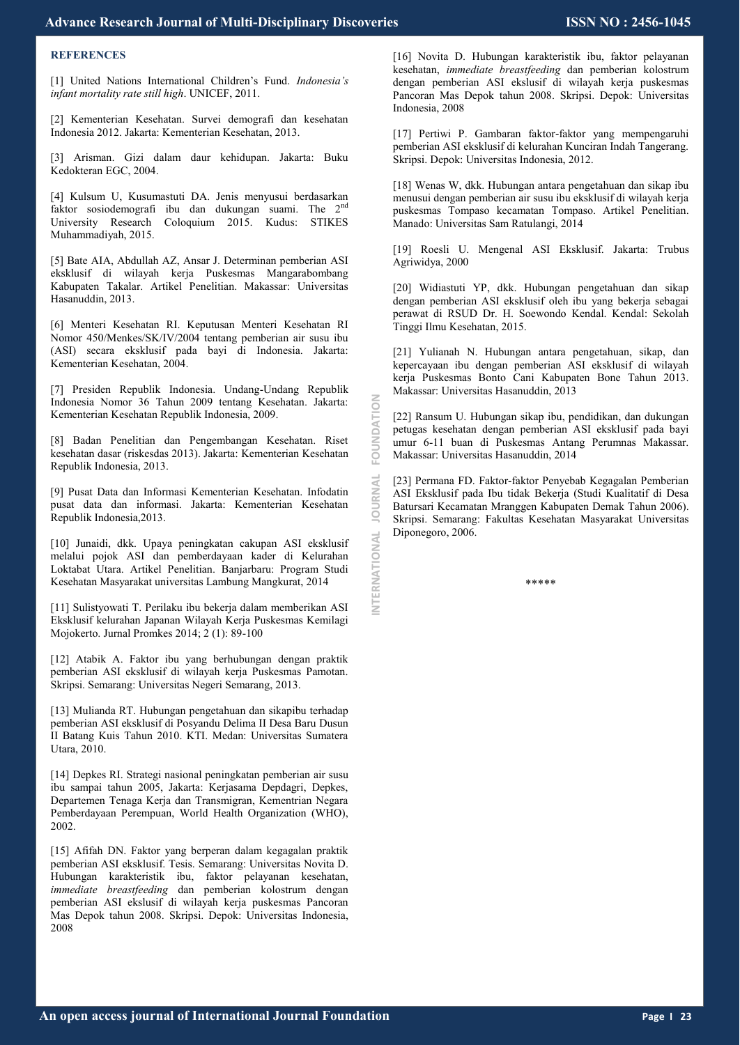## REFERENCES

[1] United Nations International Children's Fund. *Indonesia's infant mortality rate still high*. UNICEF, 2011.

[2] Kementerian Kesehatan. Survei demografi dan kesehatan Indonesia 2012. Jakarta: Kementerian Kesehatan, 2013.

[3] Arisman. Gizi dalam daur kehidupan. Jakarta: Buku Kedokteran EGC, 2004.

[4] Kulsum U, Kusumastuti DA. Jenis menyusui berdasarkan faktor sosiodemografi ibu dan dukungan suami. The 2nd University Research Coloquium 2015. Kudus: STIKES Muhammadiyah, 2015.

[5] Bate AIA, Abdullah AZ, Ansar J. Determinan pemberian ASI eksklusif di wilayah kerja Puskesmas Mangarabombang Kabupaten Takalar. Artikel Penelitian. Makassar: Universitas Hasanuddin, 2013.

[6] Menteri Kesehatan RI. Keputusan Menteri Kesehatan RI Nomor 450/Menkes/SK/IV/2004 tentang pemberian air susu ibu (ASI) secara eksklusif pada bayi di Indonesia. Jakarta: Kementerian Kesehatan, 2004.

[7] Presiden Republik Indonesia. Undang-Undang Republik Indonesia Nomor 36 Tahun 2009 tentang Kesehatan. Jakarta: Kementerian Kesehatan Republik Indonesia, 2009.

[8] Badan Penelitian dan Pengembangan Kesehatan. Riset kesehatan dasar (riskesdas 2013). Jakarta: Kementerian Kesehatan Republik Indonesia, 2013.

[9] Pusat Data dan Informasi Kementerian Kesehatan. Infodatin pusat data dan informasi. Jakarta: Kementerian Kesehatan Republik Indonesia,2013.

[10] Junaidi, dkk. Upaya peningkatan cakupan ASI eksklusif melalui pojok ASI dan pemberdayaan kader di Kelurahan Loktabat Utara. Artikel Penelitian. Banjarbaru: Program Studi Kesehatan Masyarakat universitas Lambung Mangkurat, 2014

[11] Sulistyowati T. Perilaku ibu bekerja dalam memberikan ASI Eksklusif kelurahan Japanan Wilayah Kerja Puskesmas Kemilagi Mojokerto. Jurnal Promkes 2014; 2 (1): 89-100

[12] Atabik A. Faktor ibu yang berhubungan dengan praktik pemberian ASI eksklusif di wilayah kerja Puskesmas Pamotan. Skripsi. Semarang: Universitas Negeri Semarang, 2013.

[13] Mulianda RT. Hubungan pengetahuan dan sikapibu terhadap pemberian ASI eksklusif di Posyandu Delima II Desa Baru Dusun II Batang Kuis Tahun 2010. KTI. Medan: Universitas Sumatera Utara, 2010.

[14] Depkes RI. Strategi nasional peningkatan pemberian air susu ibu sampai tahun 2005, Jakarta: Kerjasama Depdagri, Depkes, Departemen Tenaga Kerja dan Transmigran, Kementrian Negara Pemberdayaan Perempuan, World Health Organization (WHO), 2002.

[15] Afifah DN. Faktor yang berperan dalam kegagalan praktik pemberian ASI eksklusif. Tesis. Semarang: Universitas Novita D. Hubungan karakteristik ibu, faktor pelayanan kesehatan, *immediate breastfeeding* dan pemberian kolostrum dengan pemberian ASI ekslusif di wilayah kerja puskesmas Pancoran Mas Depok tahun 2008. Skripsi. Depok: Universitas Indonesia, 2008

[16] Novita D. Hubungan karakteristik ibu, faktor pelayanan kesehatan, *immediate breastfeeding* dan pemberian kolostrum dengan pemberian ASI ekslusif di wilayah kerja puskesmas Pancoran Mas Depok tahun 2008. Skripsi. Depok: Universitas Indonesia, 2008

[17] Pertiwi P. Gambaran faktor-faktor yang mempengaruhi pemberian ASI eksklusif di kelurahan Kunciran Indah Tangerang. Skripsi. Depok: Universitas Indonesia, 2012.

[18] Wenas W, dkk. Hubungan antara pengetahuan dan sikap ibu menusui dengan pemberian air susu ibu eksklusif di wilayah kerja puskesmas Tompaso kecamatan Tompaso. Artikel Penelitian. Manado: Universitas Sam Ratulangi, 2014

[19] Roesli U. Mengenal ASI Eksklusif. Jakarta: Trubus Agriwidya, 2000

[20] Widiastuti YP, dkk. Hubungan pengetahuan dan sikap dengan pemberian ASI eksklusif oleh ibu yang bekerja sebagai perawat di RSUD Dr. H. Soewondo Kendal. Kendal: Sekolah Tinggi Ilmu Kesehatan, 2015.

[21] Yulianah N. Hubungan antara pengetahuan, sikap, dan kepercayaan ibu dengan pemberian ASI eksklusif di wilayah kerja Puskesmas Bonto Cani Kabupaten Bone Tahun 2013. Makassar: Universitas Hasanuddin, 2013

[22] Ransum U. Hubungan sikap ibu, pendidikan, dan dukungan petugas kesehatan dengan pemberian ASI eksklusif pada bayi umur 6-11 buan di Puskesmas Antang Perumnas Makassar. Makassar: Universitas Hasanuddin, 2014

[23] Permana FD. Faktor-faktor Penyebab Kegagalan Pemberian ASI Eksklusif pada Ibu tidak Bekerja (Studi Kualitatif di Desa Batursari Kecamatan Mranggen Kabupaten Demak Tahun 2006). Skripsi. Semarang: Fakultas Kesehatan Masyarakat Universitas Diponegoro, 2006.

*****